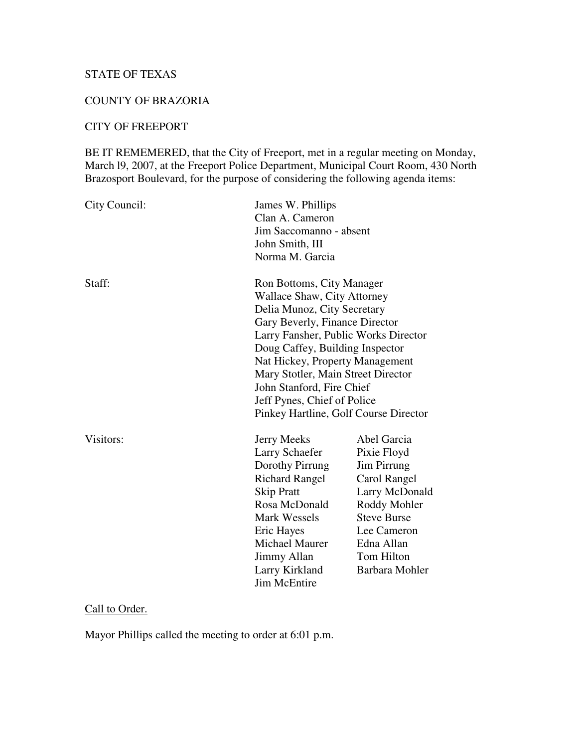STATE OF TEXAS

COUNTY OF BRAZORIA

CITY OF FREEPORT

BE IT REMEMERED, that the City of Freeport, met in a regular meeting on Monday, March l9, 2007, at the Freeport Police Department, Municipal Court Room, 430 North Brazosport Boulevard, for the purpose of considering the following agenda items:

| | | |
|---|---|---|
| City Council: | James W. Phillips | |
| | Clan A. Cameron | |
| | Jim Saccomanno - absent | |
| | John Smith, III | |
| | Norma M. Garcia | |
| Staff: | Ron Bottoms, City Manager | |
| | Wallace Shaw, City Attorney | |
| | Delia Munoz, City Secretary | |
| | Gary Beverly, Finance Director | |
| | Larry Fansher, Public Works Director | |
| | Doug Caffey, Building Inspector | |
| | Nat Hickey, Property Management | |
| | Mary Stotler, Main Street Director | |
| | John Stanford, Fire Chief | |
| | Jeff Pynes, Chief of Police | |
| | Pinkey Hartline, Golf Course Director | |
| Visitors: | Jerry Meeks | Abel Garcia |
| | Larry Schaefer | Pixie Floyd |
| | Dorothy Pirrung | Jim Pirrung |
| | Richard Rangel | Carol Rangel |
| | Skip Pratt | Larry McDonald |
| | Rosa McDonald | Roddy Mohler |
| | Mark Wessels | Steve Burse |
| | Eric Hayes | Lee Cameron |
| | Michael Maurer | Edna Allan |
| | Jimmy Allan | Tom Hilton |
| | Larry Kirkland | Barbara Mohler |
| | Jim McEntire | |

Call to Order.

Mayor Phillips called the meeting to order at 6:01 p.m.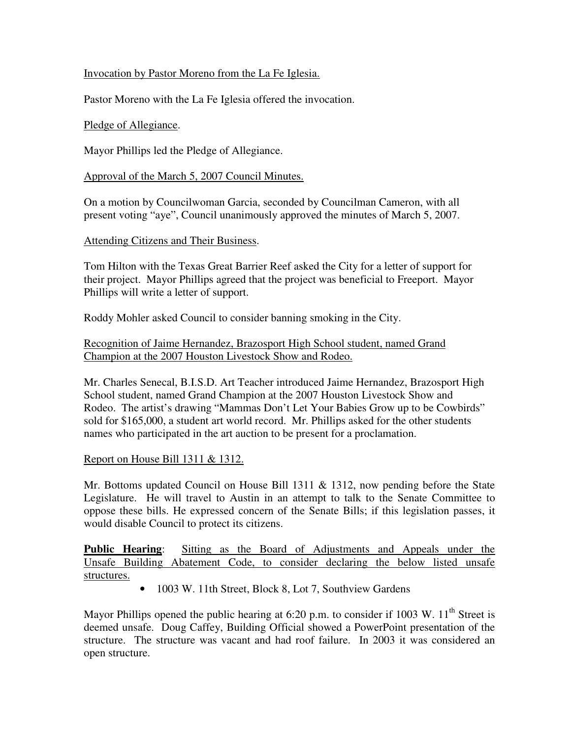Invocation by Pastor Moreno from the La Fe Iglesia.

Pastor Moreno with the La Fe Iglesia offered the invocation.

Pledge of Allegiance.

Mayor Phillips led the Pledge of Allegiance.

Approval of the March 5, 2007 Council Minutes.

On a motion by Councilwoman Garcia, seconded by Councilman Cameron, with all present voting "aye", Council unanimously approved the minutes of March 5, 2007.

Attending Citizens and Their Business.

Tom Hilton with the Texas Great Barrier Reef asked the City for a letter of support for their project. Mayor Phillips agreed that the project was beneficial to Freeport. Mayor Phillips will write a letter of support.

Roddy Mohler asked Council to consider banning smoking in the City.

Recognition of Jaime Hernandez, Brazosport High School student, named Grand Champion at the 2007 Houston Livestock Show and Rodeo.

Mr. Charles Senecal, B.I.S.D. Art Teacher introduced Jaime Hernandez, Brazosport High School student, named Grand Champion at the 2007 Houston Livestock Show and Rodeo. The artist's drawing "Mammas Don't Let Your Babies Grow up to be Cowbirds" sold for $165,000, a student art world record. Mr. Phillips asked for the other students names who participated in the art auction to be present for a proclamation.

Report on House Bill 1311 & 1312.

Mr. Bottoms updated Council on House Bill 1311 & 1312, now pending before the State Legislature. He will travel to Austin in an attempt to talk to the Senate Committee to oppose these bills. He expressed concern of the Senate Bills; if this legislation passes, it would disable Council to protect its citizens.

**Public Hearing**: Sitting as the Board of Adjustments and Appeals under the Unsafe Building Abatement Code, to consider declaring the below listed unsafe structures.

- 1003 W. 11th Street, Block 8, Lot 7, Southview Gardens

Mayor Phillips opened the public hearing at 6:20 p.m. to consider if 1003 W. 11th Street is deemed unsafe. Doug Caffey, Building Official showed a PowerPoint presentation of the structure. The structure was vacant and had roof failure. In 2003 it was considered an open structure.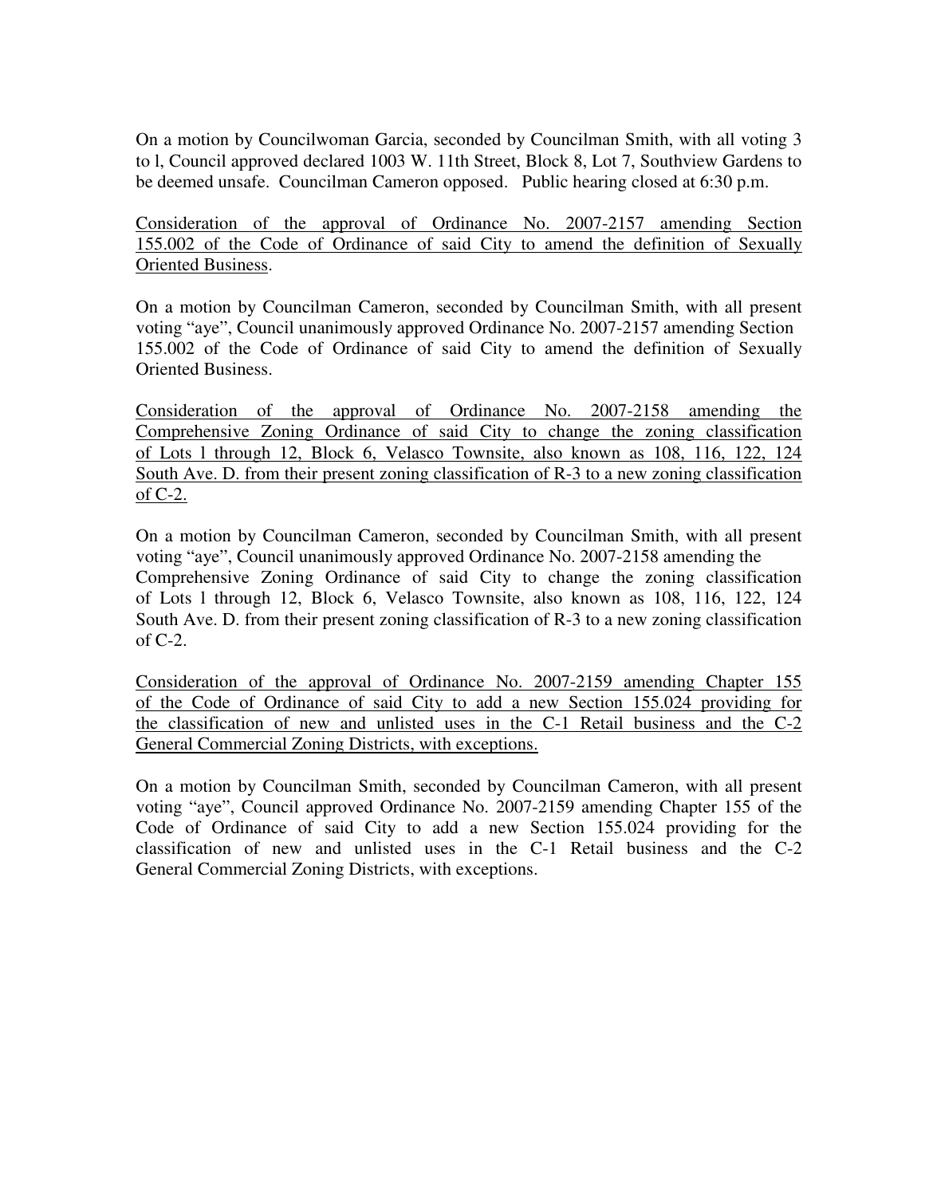On a motion by Councilwoman Garcia, seconded by Councilman Smith, with all voting 3 to l, Council approved declared 1003 W. 11th Street, Block 8, Lot 7, Southview Gardens to be deemed unsafe. Councilman Cameron opposed. Public hearing closed at 6:30 p.m.

<u>Consideration of the approval of Ordinance No. 2007-2157 amending Section 155.002 of the Code of Ordinance of said City to amend the definition of Sexually Oriented Business</u>.

On a motion by Councilman Cameron, seconded by Councilman Smith, with all present voting "aye", Council unanimously approved Ordinance No. 2007-2157 amending Section 155.002 of the Code of Ordinance of said City to amend the definition of Sexually Oriented Business.

<u>Consideration of the approval of Ordinance No. 2007-2158 amending the Comprehensive Zoning Ordinance of said City to change the zoning classification of Lots l through 12, Block 6, Velasco Townsite, also known as 108, 116, 122, 124 South Ave. D. from their present zoning classification of R-3 to a new zoning classification of C-2.</u>

On a motion by Councilman Cameron, seconded by Councilman Smith, with all present voting "aye", Council unanimously approved Ordinance No. 2007-2158 amending the Comprehensive Zoning Ordinance of said City to change the zoning classification of Lots l through 12, Block 6, Velasco Townsite, also known as 108, 116, 122, 124 South Ave. D. from their present zoning classification of R-3 to a new zoning classification of C-2.

<u>Consideration of the approval of Ordinance No. 2007-2159 amending Chapter 155 of the Code of Ordinance of said City to add a new Section 155.024 providing for the classification of new and unlisted uses in the C-1 Retail business and the C-2 General Commercial Zoning Districts, with exceptions.</u>

On a motion by Councilman Smith, seconded by Councilman Cameron, with all present voting "aye", Council approved Ordinance No. 2007-2159 amending Chapter 155 of the Code of Ordinance of said City to add a new Section 155.024 providing for the classification of new and unlisted uses in the C-1 Retail business and the C-2 General Commercial Zoning Districts, with exceptions.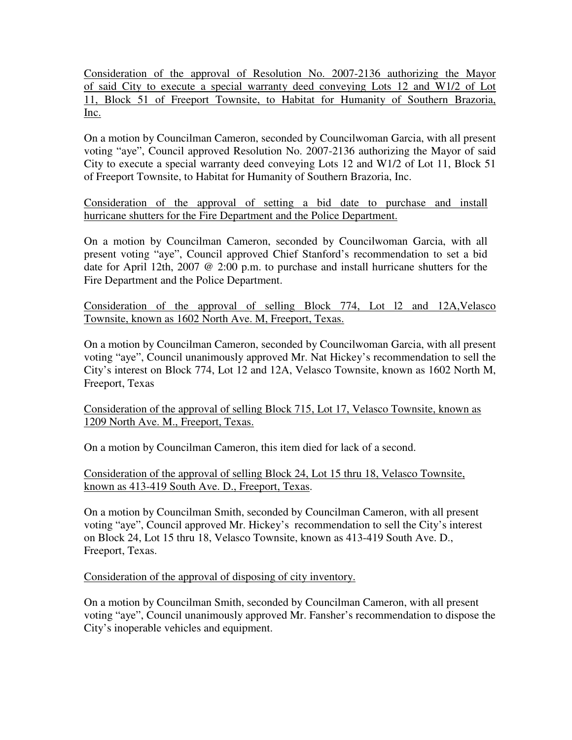Consideration of the approval of Resolution No. 2007-2136 authorizing the Mayor of said City to execute a special warranty deed conveying Lots 12 and W1/2 of Lot 11, Block 51 of Freeport Townsite, to Habitat for Humanity of Southern Brazoria, Inc.

On a motion by Councilman Cameron, seconded by Councilwoman Garcia, with all present voting "aye", Council approved Resolution No. 2007-2136 authorizing the Mayor of said City to execute a special warranty deed conveying Lots 12 and W1/2 of Lot 11, Block 51 of Freeport Townsite, to Habitat for Humanity of Southern Brazoria, Inc.

Consideration of the approval of setting a bid date to purchase and install hurricane shutters for the Fire Department and the Police Department.

On a motion by Councilman Cameron, seconded by Councilwoman Garcia, with all present voting "aye", Council approved Chief Stanford's recommendation to set a bid date for April 12th, 2007 @ 2:00 p.m. to purchase and install hurricane shutters for the Fire Department and the Police Department.

Consideration of the approval of selling Block 774, Lot l2 and 12A,Velasco Townsite, known as 1602 North Ave. M, Freeport, Texas.

On a motion by Councilman Cameron, seconded by Councilwoman Garcia, with all present voting "aye", Council unanimously approved Mr. Nat Hickey's recommendation to sell the City's interest on Block 774, Lot 12 and 12A, Velasco Townsite, known as 1602 North M, Freeport, Texas

Consideration of the approval of selling Block 715, Lot 17, Velasco Townsite, known as 1209 North Ave. M., Freeport, Texas.

On a motion by Councilman Cameron, this item died for lack of a second.

Consideration of the approval of selling Block 24, Lot 15 thru 18, Velasco Townsite, known as 413-419 South Ave. D., Freeport, Texas.

On a motion by Councilman Smith, seconded by Councilman Cameron, with all present voting "aye", Council approved Mr. Hickey's recommendation to sell the City's interest on Block 24, Lot 15 thru 18, Velasco Townsite, known as 413-419 South Ave. D., Freeport, Texas.

Consideration of the approval of disposing of city inventory.

On a motion by Councilman Smith, seconded by Councilman Cameron, with all present voting "aye", Council unanimously approved Mr. Fansher's recommendation to dispose the City's inoperable vehicles and equipment.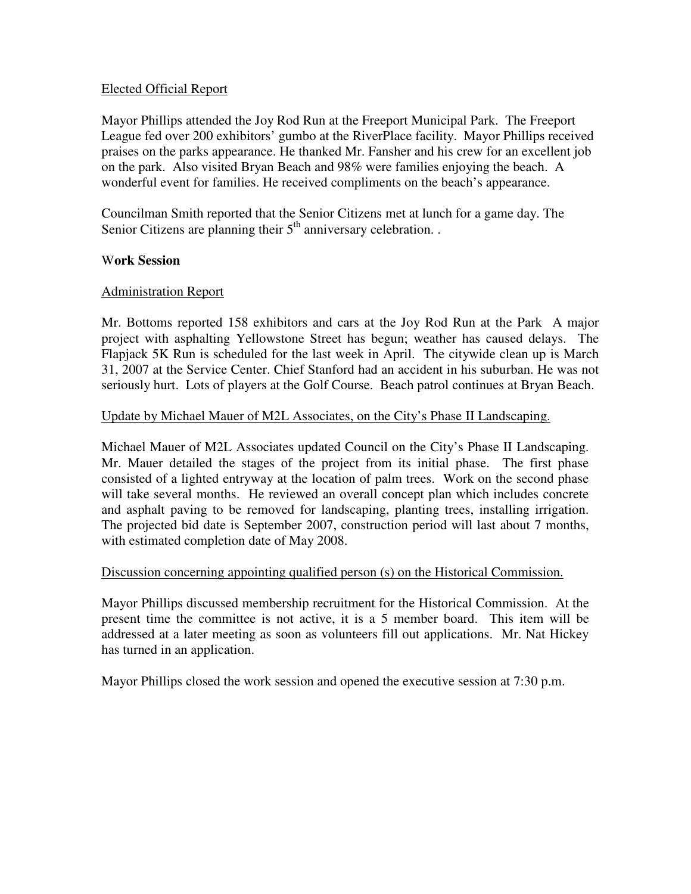Elected Official Report

Mayor Phillips attended the Joy Rod Run at the Freeport Municipal Park. The Freeport League fed over 200 exhibitors' gumbo at the RiverPlace facility. Mayor Phillips received praises on the parks appearance. He thanked Mr. Fansher and his crew for an excellent job on the park. Also visited Bryan Beach and 98% were families enjoying the beach. A wonderful event for families. He received compliments on the beach's appearance.

Councilman Smith reported that the Senior Citizens met at lunch for a game day. The Senior Citizens are planning their 5th anniversary celebration. .

**Work Session**

Administration Report

Mr. Bottoms reported 158 exhibitors and cars at the Joy Rod Run at the Park A major project with asphalting Yellowstone Street has begun; weather has caused delays. The Flapjack 5K Run is scheduled for the last week in April. The citywide clean up is March 31, 2007 at the Service Center. Chief Stanford had an accident in his suburban. He was not seriously hurt. Lots of players at the Golf Course. Beach patrol continues at Bryan Beach.

Update by Michael Mauer of M2L Associates, on the City's Phase II Landscaping.

Michael Mauer of M2L Associates updated Council on the City's Phase II Landscaping. Mr. Mauer detailed the stages of the project from its initial phase. The first phase consisted of a lighted entryway at the location of palm trees. Work on the second phase will take several months. He reviewed an overall concept plan which includes concrete and asphalt paving to be removed for landscaping, planting trees, installing irrigation. The projected bid date is September 2007, construction period will last about 7 months, with estimated completion date of May 2008.

Discussion concerning appointing qualified person (s) on the Historical Commission.

Mayor Phillips discussed membership recruitment for the Historical Commission. At the present time the committee is not active, it is a 5 member board. This item will be addressed at a later meeting as soon as volunteers fill out applications. Mr. Nat Hickey has turned in an application.

Mayor Phillips closed the work session and opened the executive session at 7:30 p.m.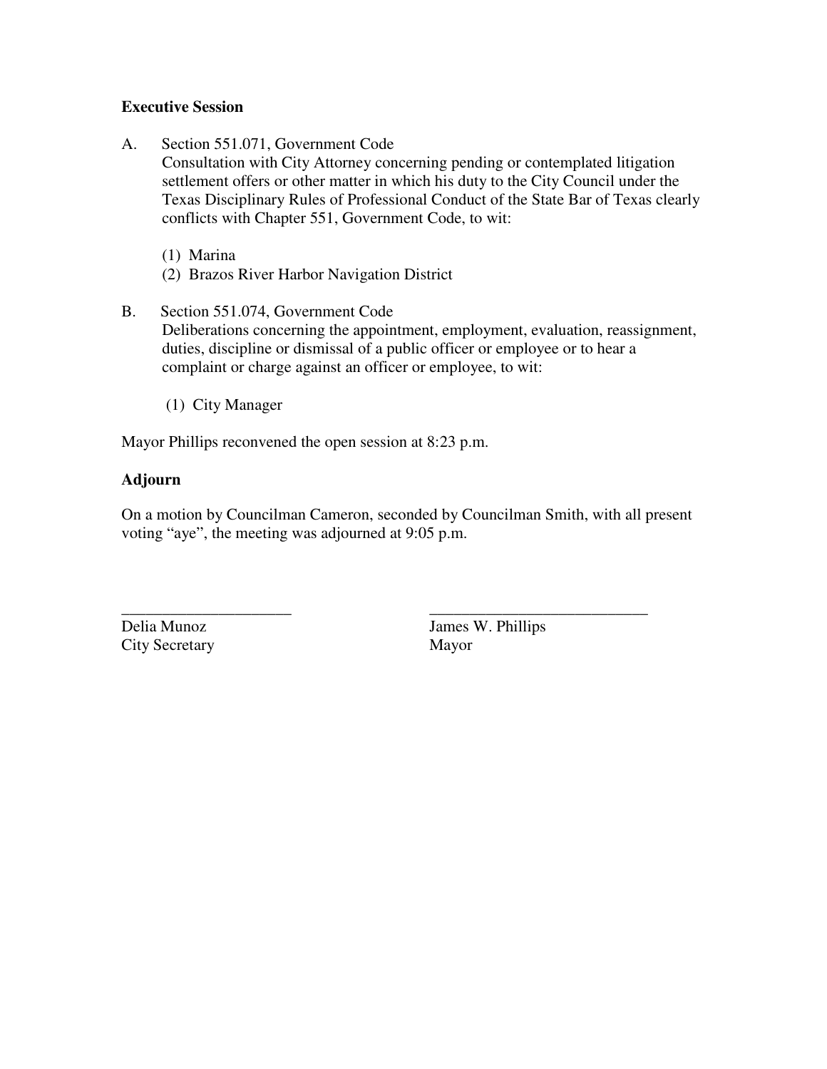## Executive Session

A. Section 551.071, Government Code
Consultation with City Attorney concerning pending or contemplated litigation settlement offers or other matter in which his duty to the City Council under the Texas Disciplinary Rules of Professional Conduct of the State Bar of Texas clearly conflicts with Chapter 551, Government Code, to wit:

(1) Marina
(2) Brazos River Harbor Navigation District

B. Section 551.074, Government Code
Deliberations concerning the appointment, employment, evaluation, reassignment, duties, discipline or dismissal of a public officer or employee or to hear a complaint or charge against an officer or employee, to wit:

(1) City Manager

Mayor Phillips reconvened the open session at 8:23 p.m.

## Adjourn

On a motion by Councilman Cameron, seconded by Councilman Smith, with all present voting "aye", the meeting was adjourned at 9:05 p.m.

_____________________ ___________________________

Delia Munoz
City Secretary

James W. Phillips
Mayor